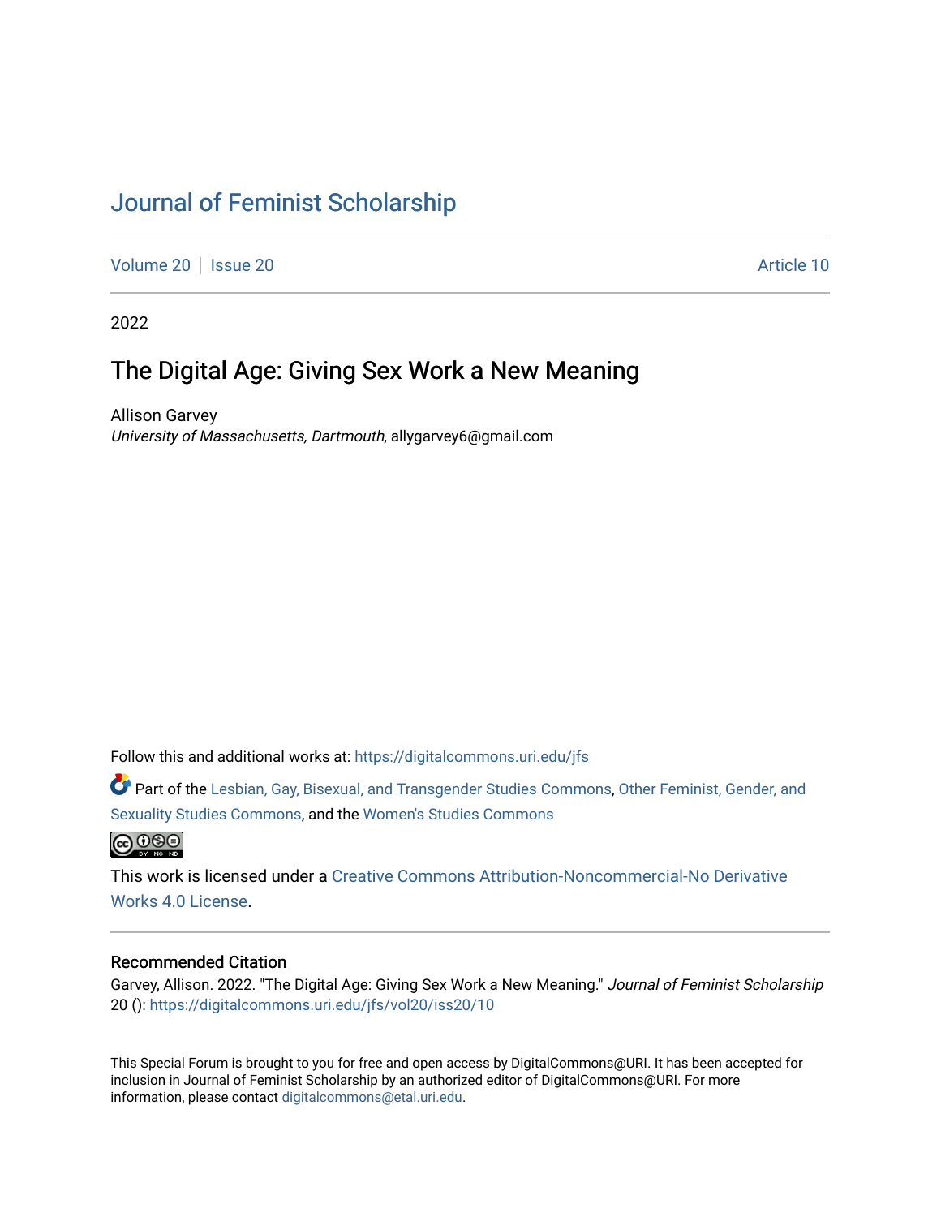# Journal of Feminist Scholarship

Volume 20 | Issue 20 Article 10

2022

## The Digital Age: Giving Sex Work a New Meaning

Allison Garvey
*University of Massachusetts, Dartmouth*, allygarvey6@gmail.com

Follow this and additional works at: https://digitalcommons.uri.edu/jfs

Part of the Lesbian, Gay, Bisexual, and Transgender Studies Commons, Other Feminist, Gender, and Sexuality Studies Commons, and the Women's Studies Commons

This work is licensed under a Creative Commons Attribution-Noncommercial-No Derivative Works 4.0 License.

### Recommended Citation

Garvey, Allison. 2022. "The Digital Age: Giving Sex Work a New Meaning." *Journal of Feminist Scholarship* 20 (): https://digitalcommons.uri.edu/jfs/vol20/iss20/10

This Special Forum is brought to you for free and open access by DigitalCommons@URI. It has been accepted for inclusion in Journal of Feminist Scholarship by an authorized editor of DigitalCommons@URI. For more information, please contact digitalcommons@etal.uri.edu.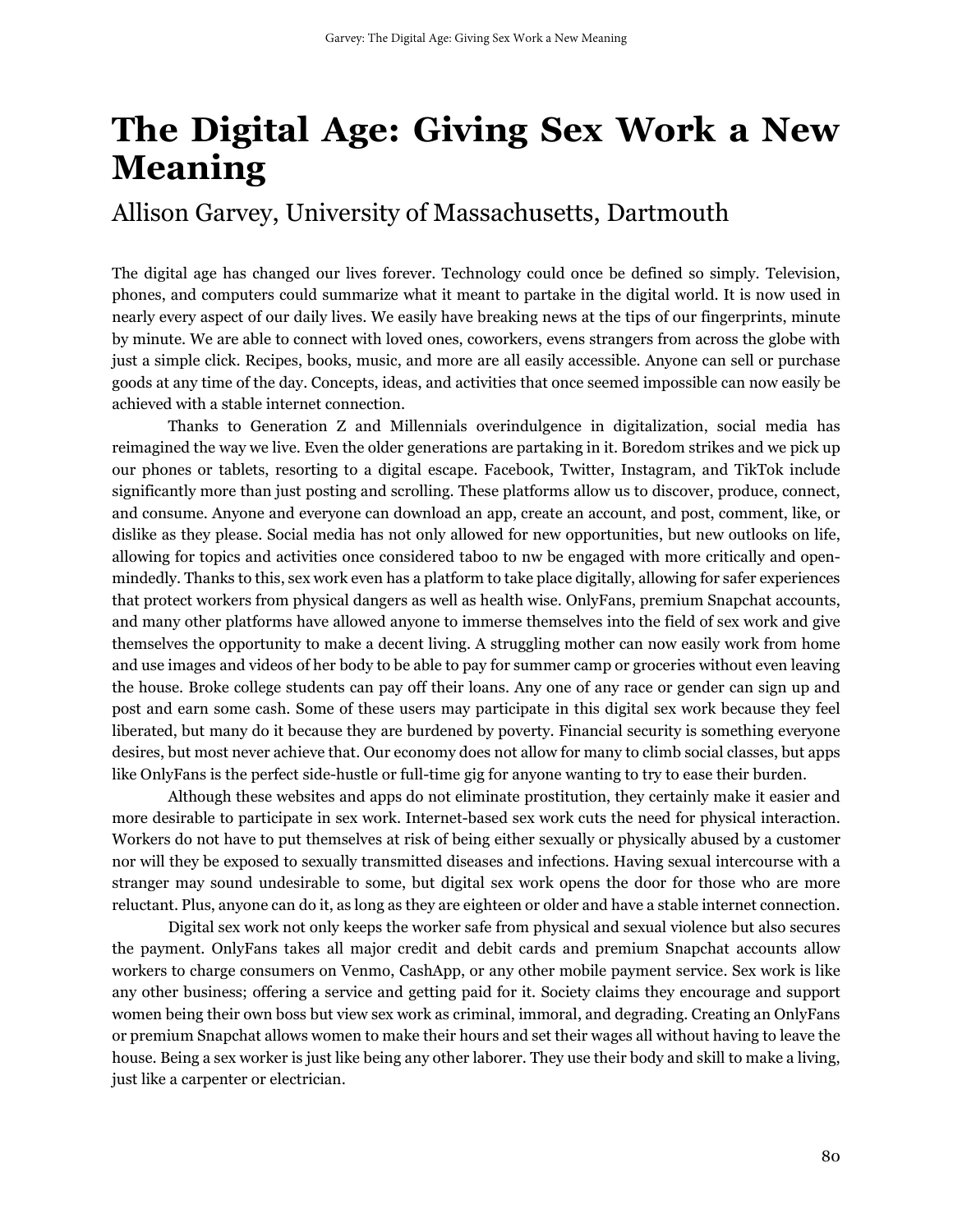# The Digital Age: Giving Sex Work a New Meaning

## Allison Garvey, University of Massachusetts, Dartmouth

The digital age has changed our lives forever. Technology could once be defined so simply. Television, phones, and computers could summarize what it meant to partake in the digital world. It is now used in nearly every aspect of our daily lives. We easily have breaking news at the tips of our fingerprints, minute by minute. We are able to connect with loved ones, coworkers, evens strangers from across the globe with just a simple click. Recipes, books, music, and more are all easily accessible. Anyone can sell or purchase goods at any time of the day. Concepts, ideas, and activities that once seemed impossible can now easily be achieved with a stable internet connection.

Thanks to Generation Z and Millennials overindulgence in digitalization, social media has reimagined the way we live. Even the older generations are partaking in it. Boredom strikes and we pick up our phones or tablets, resorting to a digital escape. Facebook, Twitter, Instagram, and TikTok include significantly more than just posting and scrolling. These platforms allow us to discover, produce, connect, and consume. Anyone and everyone can download an app, create an account, and post, comment, like, or dislike as they please. Social media has not only allowed for new opportunities, but new outlooks on life, allowing for topics and activities once considered taboo to nw be engaged with more critically and open-mindedly. Thanks to this, sex work even has a platform to take place digitally, allowing for safer experiences that protect workers from physical dangers as well as health wise. OnlyFans, premium Snapchat accounts, and many other platforms have allowed anyone to immerse themselves into the field of sex work and give themselves the opportunity to make a decent living. A struggling mother can now easily work from home and use images and videos of her body to be able to pay for summer camp or groceries without even leaving the house. Broke college students can pay off their loans. Any one of any race or gender can sign up and post and earn some cash. Some of these users may participate in this digital sex work because they feel liberated, but many do it because they are burdened by poverty. Financial security is something everyone desires, but most never achieve that. Our economy does not allow for many to climb social classes, but apps like OnlyFans is the perfect side-hustle or full-time gig for anyone wanting to try to ease their burden.

Although these websites and apps do not eliminate prostitution, they certainly make it easier and more desirable to participate in sex work. Internet-based sex work cuts the need for physical interaction. Workers do not have to put themselves at risk of being either sexually or physically abused by a customer nor will they be exposed to sexually transmitted diseases and infections. Having sexual intercourse with a stranger may sound undesirable to some, but digital sex work opens the door for those who are more reluctant. Plus, anyone can do it, as long as they are eighteen or older and have a stable internet connection.

Digital sex work not only keeps the worker safe from physical and sexual violence but also secures the payment. OnlyFans takes all major credit and debit cards and premium Snapchat accounts allow workers to charge consumers on Venmo, CashApp, or any other mobile payment service. Sex work is like any other business; offering a service and getting paid for it. Society claims they encourage and support women being their own boss but view sex work as criminal, immoral, and degrading. Creating an OnlyFans or premium Snapchat allows women to make their hours and set their wages all without having to leave the house. Being a sex worker is just like being any other laborer. They use their body and skill to make a living, just like a carpenter or electrician.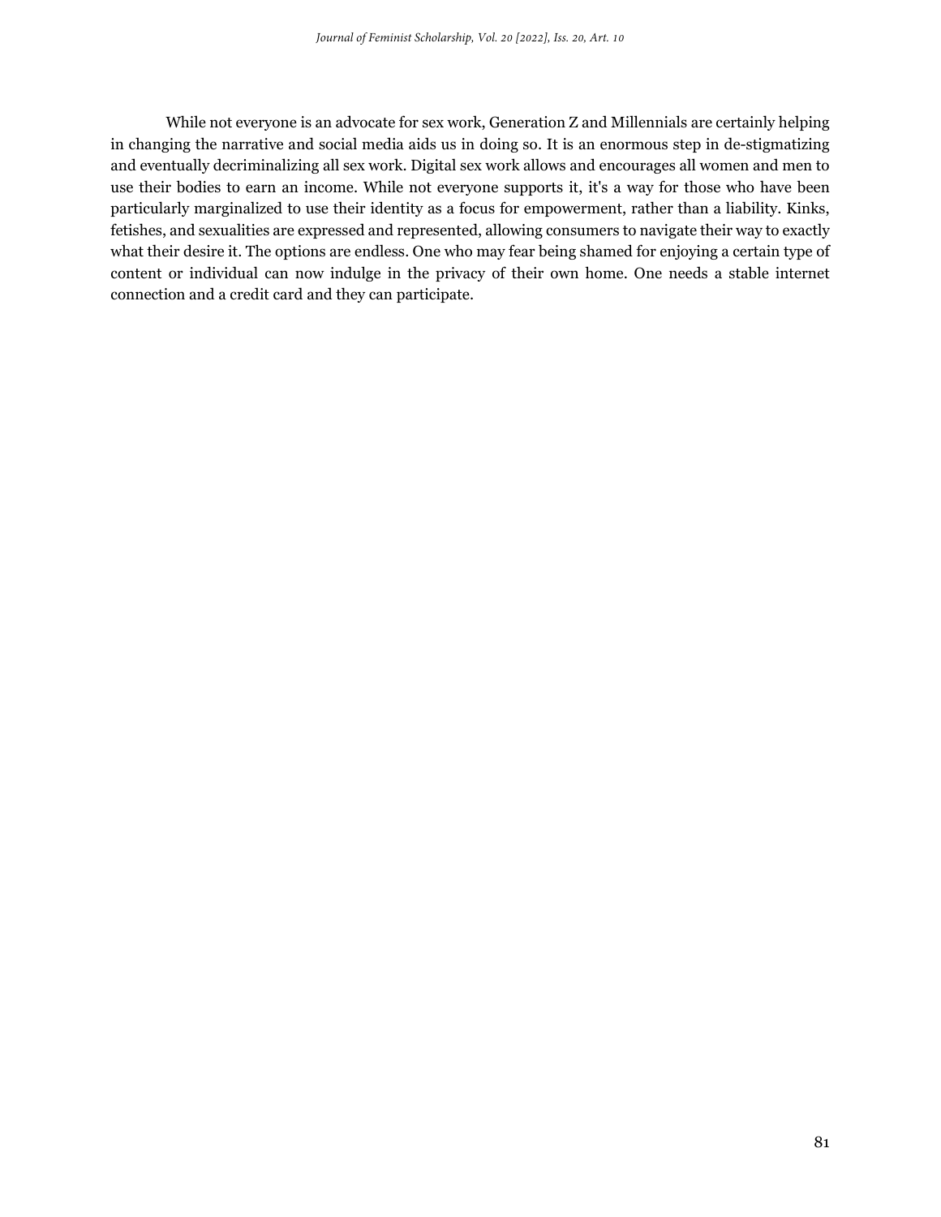While not everyone is an advocate for sex work, Generation Z and Millennials are certainly helping in changing the narrative and social media aids us in doing so. It is an enormous step in de-stigmatizing and eventually decriminalizing all sex work. Digital sex work allows and encourages all women and men to use their bodies to earn an income. While not everyone supports it, it's a way for those who have been particularly marginalized to use their identity as a focus for empowerment, rather than a liability. Kinks, fetishes, and sexualities are expressed and represented, allowing consumers to navigate their way to exactly what their desire it. The options are endless. One who may fear being shamed for enjoying a certain type of content or individual can now indulge in the privacy of their own home. One needs a stable internet connection and a credit card and they can participate.